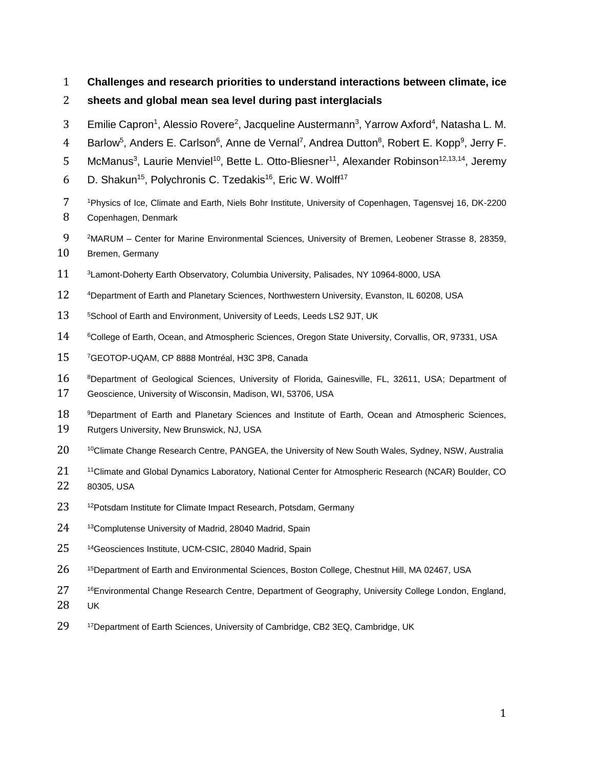# Challenges and research priorities to understand interactions between climate, ice sheets and global mean sea level during past interglacials

Emilie Capron[1], Alessio Rovere[2], Jacqueline Austermann[3], Yarrow Axford[4], Natasha L. M. Barlow[5], Anders E. Carlson[6], Anne de Vernal[7], Andrea Dutton[8], Robert E. Kopp[9], Jerry F. McManus[3], Laurie Menviel[10], Bette L. Otto-Bliesner[11], Alexander Robinson[12,13,14], Jeremy D. Shakun[15], Polychronis C. Tzedakis[16], Eric W. Wolff[17]

[1]Physics of Ice, Climate and Earth, Niels Bohr Institute, University of Copenhagen, Tagensvej 16, DK-2200 Copenhagen, Denmark

[2]MARUM – Center for Marine Environmental Sciences, University of Bremen, Leobener Strasse 8, 28359, Bremen, Germany

[3]Lamont-Doherty Earth Observatory, Columbia University, Palisades, NY 10964-8000, USA

[4]Department of Earth and Planetary Sciences, Northwestern University, Evanston, IL 60208, USA

[5]School of Earth and Environment, University of Leeds, Leeds LS2 9JT, UK

[6]College of Earth, Ocean, and Atmospheric Sciences, Oregon State University, Corvallis, OR, 97331, USA

[7]GEOTOP-UQAM, CP 8888 Montréal, H3C 3P8, Canada

[8]Department of Geological Sciences, University of Florida, Gainesville, FL, 32611, USA; Department of Geoscience, University of Wisconsin, Madison, WI, 53706, USA

[9]Department of Earth and Planetary Sciences and Institute of Earth, Ocean and Atmospheric Sciences, Rutgers University, New Brunswick, NJ, USA

[10]Climate Change Research Centre, PANGEA, the University of New South Wales, Sydney, NSW, Australia

[11]Climate and Global Dynamics Laboratory, National Center for Atmospheric Research (NCAR) Boulder, CO 80305, USA

[12]Potsdam Institute for Climate Impact Research, Potsdam, Germany

[13]Complutense University of Madrid, 28040 Madrid, Spain

[14]Geosciences Institute, UCM-CSIC, 28040 Madrid, Spain

[15]Department of Earth and Environmental Sciences, Boston College, Chestnut Hill, MA 02467, USA

[16]Environmental Change Research Centre, Department of Geography, University College London, England, UK

[17]Department of Earth Sciences, University of Cambridge, CB2 3EQ, Cambridge, UK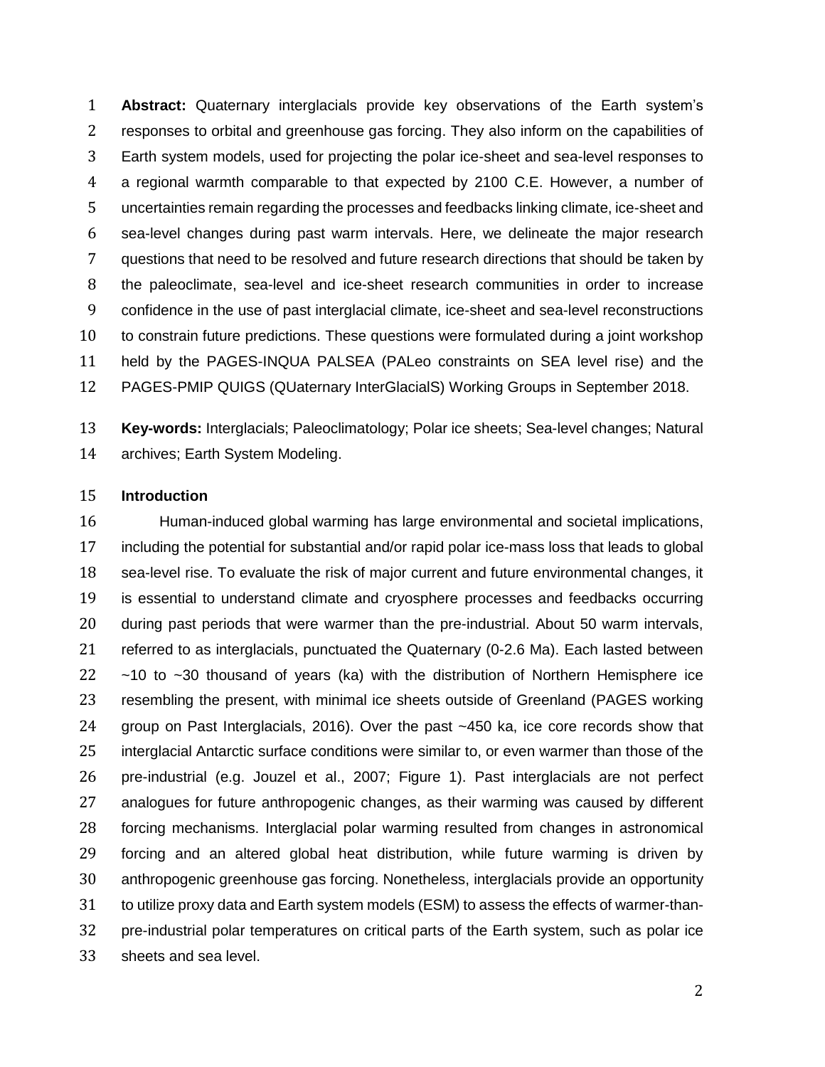**Abstract:** Quaternary interglacials provide key observations of the Earth system's responses to orbital and greenhouse gas forcing. They also inform on the capabilities of Earth system models, used for projecting the polar ice-sheet and sea-level responses to a regional warmth comparable to that expected by 2100 C.E. However, a number of uncertainties remain regarding the processes and feedbacks linking climate, ice-sheet and sea-level changes during past warm intervals. Here, we delineate the major research questions that need to be resolved and future research directions that should be taken by the paleoclimate, sea-level and ice-sheet research communities in order to increase confidence in the use of past interglacial climate, ice-sheet and sea-level reconstructions to constrain future predictions. These questions were formulated during a joint workshop held by the PAGES-INQUA PALSEA (PALeo constraints on SEA level rise) and the PAGES-PMIP QUIGS (QUaternary InterGlacialS) Working Groups in September 2018.

**Key-words:** Interglacials; Paleoclimatology; Polar ice sheets; Sea-level changes; Natural archives; Earth System Modeling.

## Introduction

Human-induced global warming has large environmental and societal implications, including the potential for substantial and/or rapid polar ice-mass loss that leads to global sea-level rise. To evaluate the risk of major current and future environmental changes, it is essential to understand climate and cryosphere processes and feedbacks occurring during past periods that were warmer than the pre-industrial. About 50 warm intervals, referred to as interglacials, punctuated the Quaternary (0-2.6 Ma). Each lasted between ~10 to ~30 thousand of years (ka) with the distribution of Northern Hemisphere ice resembling the present, with minimal ice sheets outside of Greenland (PAGES working group on Past Interglacials, 2016). Over the past ~450 ka, ice core records show that interglacial Antarctic surface conditions were similar to, or even warmer than those of the pre-industrial (e.g. Jouzel et al., 2007; Figure 1). Past interglacials are not perfect analogues for future anthropogenic changes, as their warming was caused by different forcing mechanisms. Interglacial polar warming resulted from changes in astronomical forcing and an altered global heat distribution, while future warming is driven by anthropogenic greenhouse gas forcing. Nonetheless, interglacials provide an opportunity to utilize proxy data and Earth system models (ESM) to assess the effects of warmer-than-pre-industrial polar temperatures on critical parts of the Earth system, such as polar ice sheets and sea level.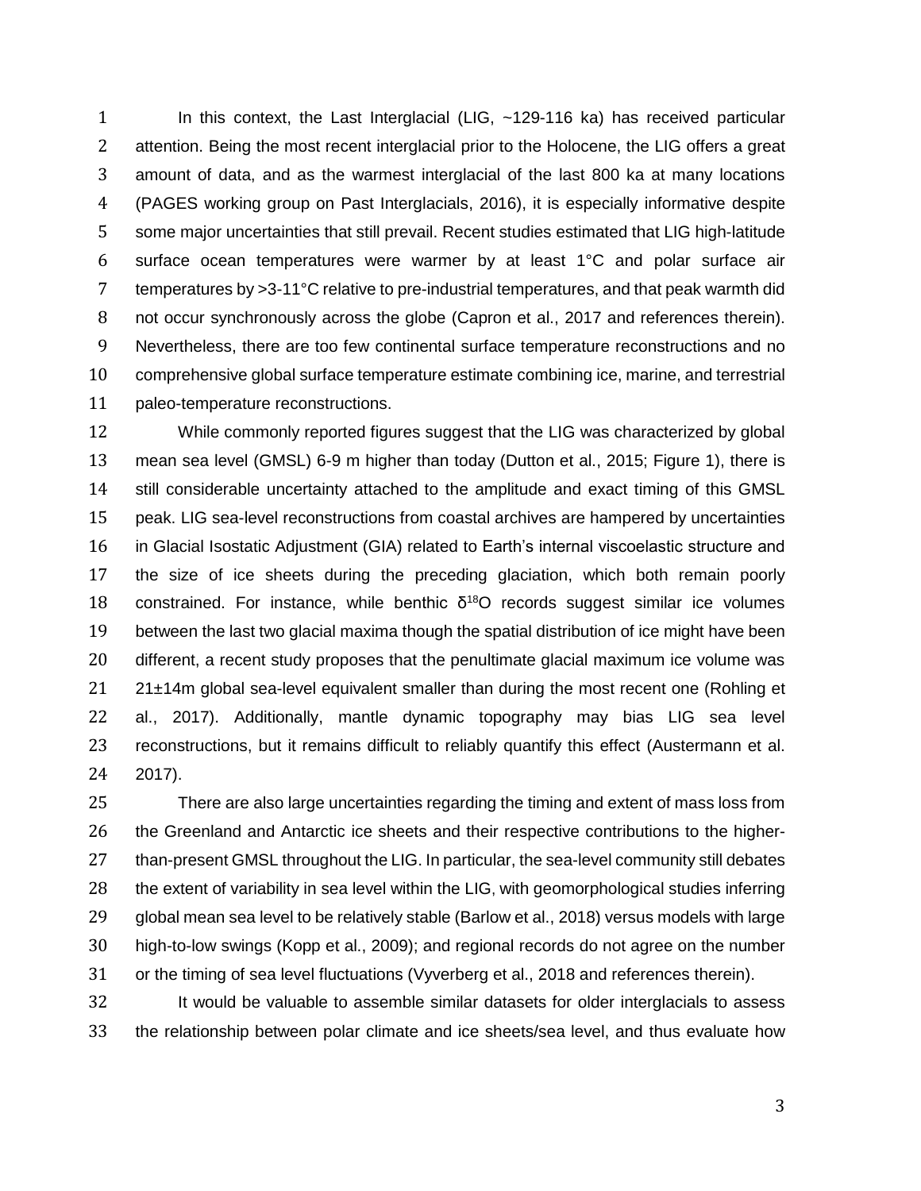In this context, the Last Interglacial (LIG, ~129-116 ka) has received particular attention. Being the most recent interglacial prior to the Holocene, the LIG offers a great amount of data, and as the warmest interglacial of the last 800 ka at many locations (PAGES working group on Past Interglacials, 2016), it is especially informative despite some major uncertainties that still prevail. Recent studies estimated that LIG high-latitude surface ocean temperatures were warmer by at least 1°C and polar surface air temperatures by >3-11°C relative to pre-industrial temperatures, and that peak warmth did not occur synchronously across the globe (Capron et al., 2017 and references therein). Nevertheless, there are too few continental surface temperature reconstructions and no comprehensive global surface temperature estimate combining ice, marine, and terrestrial paleo-temperature reconstructions.

While commonly reported figures suggest that the LIG was characterized by global mean sea level (GMSL) 6-9 m higher than today (Dutton et al., 2015; Figure 1), there is still considerable uncertainty attached to the amplitude and exact timing of this GMSL peak. LIG sea-level reconstructions from coastal archives are hampered by uncertainties in Glacial Isostatic Adjustment (GIA) related to Earth's internal viscoelastic structure and the size of ice sheets during the preceding glaciation, which both remain poorly constrained. For instance, while benthic $\delta^{18}O$ records suggest similar ice volumes between the last two glacial maxima though the spatial distribution of ice might have been different, a recent study proposes that the penultimate glacial maximum ice volume was 21±14m global sea-level equivalent smaller than during the most recent one (Rohling et al., 2017). Additionally, mantle dynamic topography may bias LIG sea level reconstructions, but it remains difficult to reliably quantify this effect (Austermann et al. 2017).

There are also large uncertainties regarding the timing and extent of mass loss from the Greenland and Antarctic ice sheets and their respective contributions to the higher-than-present GMSL throughout the LIG. In particular, the sea-level community still debates the extent of variability in sea level within the LIG, with geomorphological studies inferring global mean sea level to be relatively stable (Barlow et al., 2018) versus models with large high-to-low swings (Kopp et al., 2009); and regional records do not agree on the number or the timing of sea level fluctuations (Vyverberg et al., 2018 and references therein).

It would be valuable to assemble similar datasets for older interglacials to assess the relationship between polar climate and ice sheets/sea level, and thus evaluate how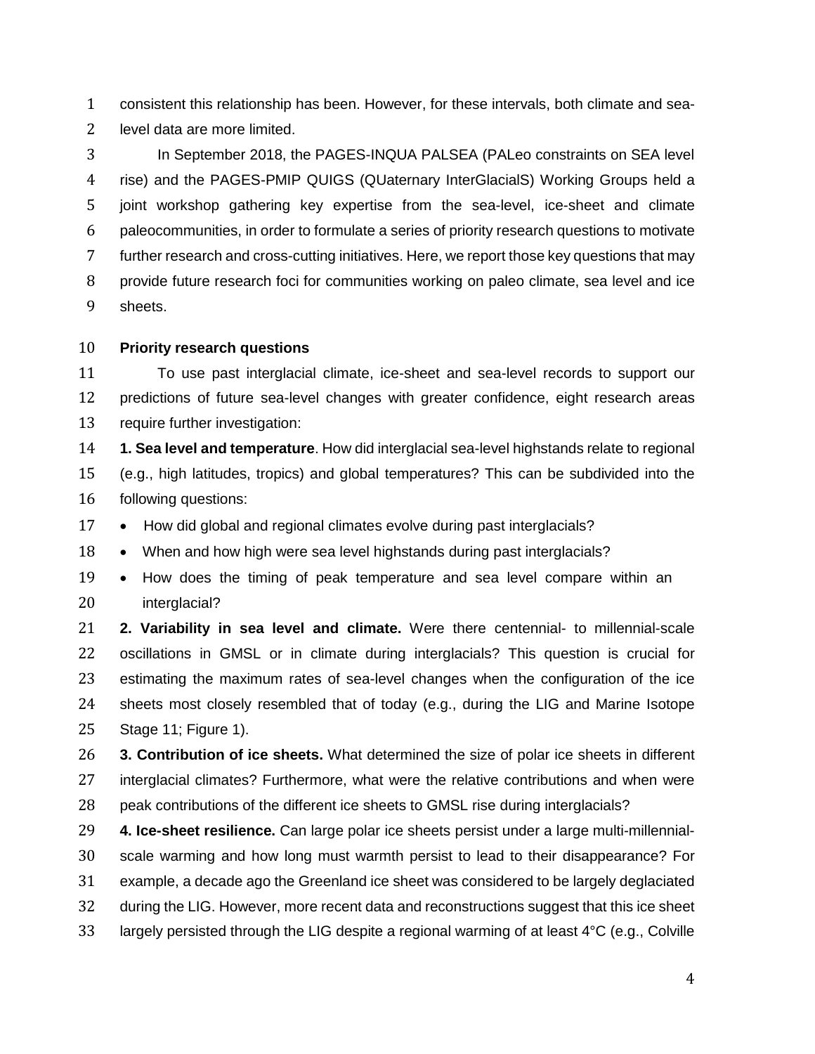consistent this relationship has been. However, for these intervals, both climate and sea-level data are more limited.

In September 2018, the PAGES-INQUA PALSEA (PALeo constraints on SEA level rise) and the PAGES-PMIP QUIGS (QUaternary InterGlacialS) Working Groups held a joint workshop gathering key expertise from the sea-level, ice-sheet and climate paleocommunities, in order to formulate a series of priority research questions to motivate further research and cross-cutting initiatives. Here, we report those key questions that may provide future research foci for communities working on paleo climate, sea level and ice sheets.

## Priority research questions

To use past interglacial climate, ice-sheet and sea-level records to support our predictions of future sea-level changes with greater confidence, eight research areas require further investigation:

**1. Sea level and temperature**. How did interglacial sea-level highstands relate to regional (e.g., high latitudes, tropics) and global temperatures? This can be subdivided into the following questions:

- How did global and regional climates evolve during past interglacials?
- When and how high were sea level highstands during past interglacials?
- How does the timing of peak temperature and sea level compare within an interglacial?

**2. Variability in sea level and climate.** Were there centennial- to millennial-scale oscillations in GMSL or in climate during interglacials? This question is crucial for estimating the maximum rates of sea-level changes when the configuration of the ice sheets most closely resembled that of today (e.g., during the LIG and Marine Isotope Stage 11; Figure 1).

**3. Contribution of ice sheets.** What determined the size of polar ice sheets in different interglacial climates? Furthermore, what were the relative contributions and when were peak contributions of the different ice sheets to GMSL rise during interglacials?

**4. Ice-sheet resilience.** Can large polar ice sheets persist under a large multi-millennial-scale warming and how long must warmth persist to lead to their disappearance? For example, a decade ago the Greenland ice sheet was considered to be largely deglaciated during the LIG. However, more recent data and reconstructions suggest that this ice sheet largely persisted through the LIG despite a regional warming of at least 4°C (e.g., Colville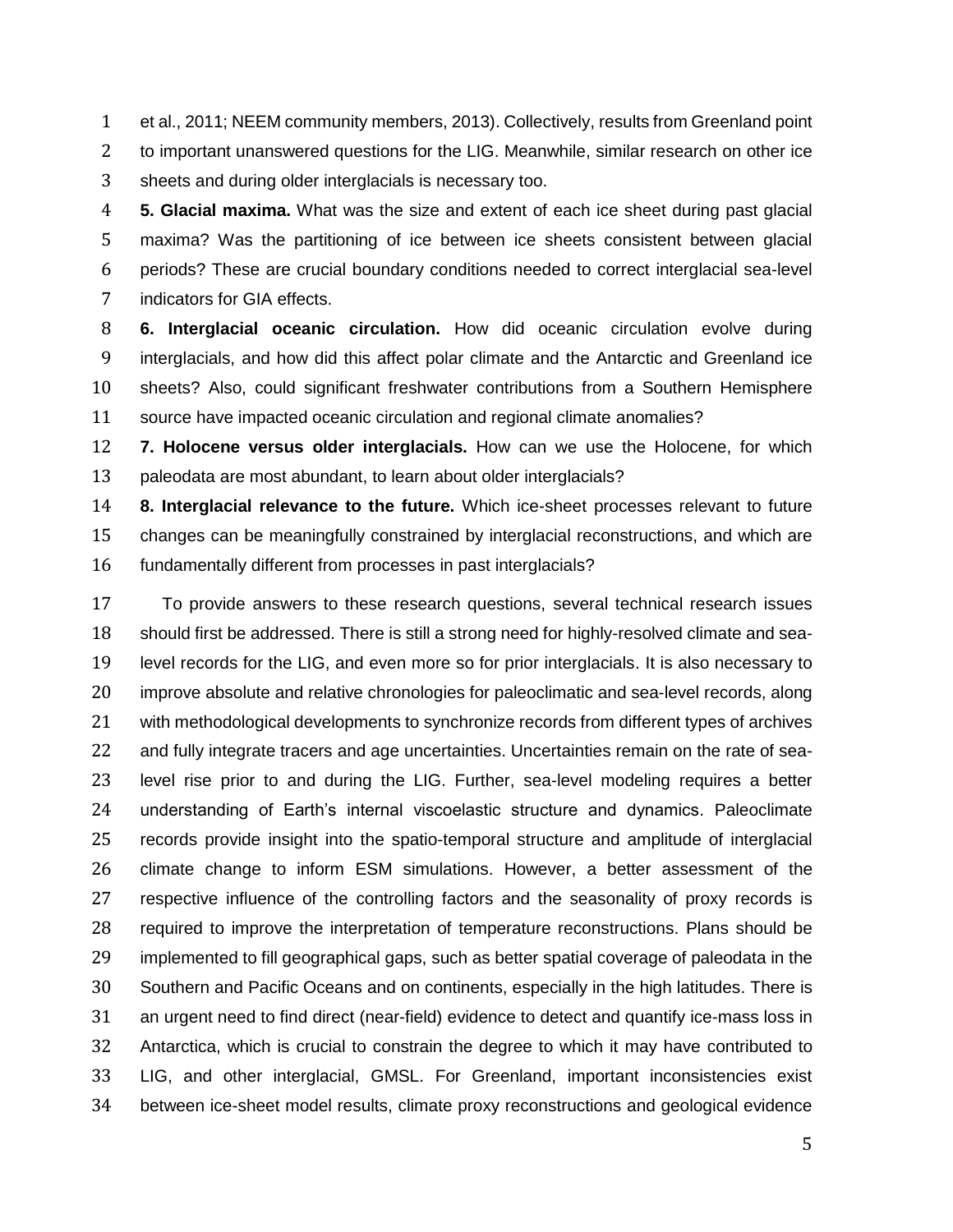et al., 2011; NEEM community members, 2013). Collectively, results from Greenland point to important unanswered questions for the LIG. Meanwhile, similar research on other ice sheets and during older interglacials is necessary too.

**5. Glacial maxima.** What was the size and extent of each ice sheet during past glacial maxima? Was the partitioning of ice between ice sheets consistent between glacial periods? These are crucial boundary conditions needed to correct interglacial sea-level indicators for GIA effects.

**6. Interglacial oceanic circulation.** How did oceanic circulation evolve during interglacials, and how did this affect polar climate and the Antarctic and Greenland ice sheets? Also, could significant freshwater contributions from a Southern Hemisphere source have impacted oceanic circulation and regional climate anomalies?

**7. Holocene versus older interglacials.** How can we use the Holocene, for which paleodata are most abundant, to learn about older interglacials?

**8. Interglacial relevance to the future.** Which ice-sheet processes relevant to future changes can be meaningfully constrained by interglacial reconstructions, and which are fundamentally different from processes in past interglacials?

To provide answers to these research questions, several technical research issues should first be addressed. There is still a strong need for highly-resolved climate and sea-level records for the LIG, and even more so for prior interglacials. It is also necessary to improve absolute and relative chronologies for paleoclimatic and sea-level records, along with methodological developments to synchronize records from different types of archives and fully integrate tracers and age uncertainties. Uncertainties remain on the rate of sea-level rise prior to and during the LIG. Further, sea-level modeling requires a better understanding of Earth's internal viscoelastic structure and dynamics. Paleoclimate records provide insight into the spatio-temporal structure and amplitude of interglacial climate change to inform ESM simulations. However, a better assessment of the respective influence of the controlling factors and the seasonality of proxy records is required to improve the interpretation of temperature reconstructions. Plans should be implemented to fill geographical gaps, such as better spatial coverage of paleodata in the Southern and Pacific Oceans and on continents, especially in the high latitudes. There is an urgent need to find direct (near-field) evidence to detect and quantify ice-mass loss in Antarctica, which is crucial to constrain the degree to which it may have contributed to LIG, and other interglacial, GMSL. For Greenland, important inconsistencies exist between ice-sheet model results, climate proxy reconstructions and geological evidence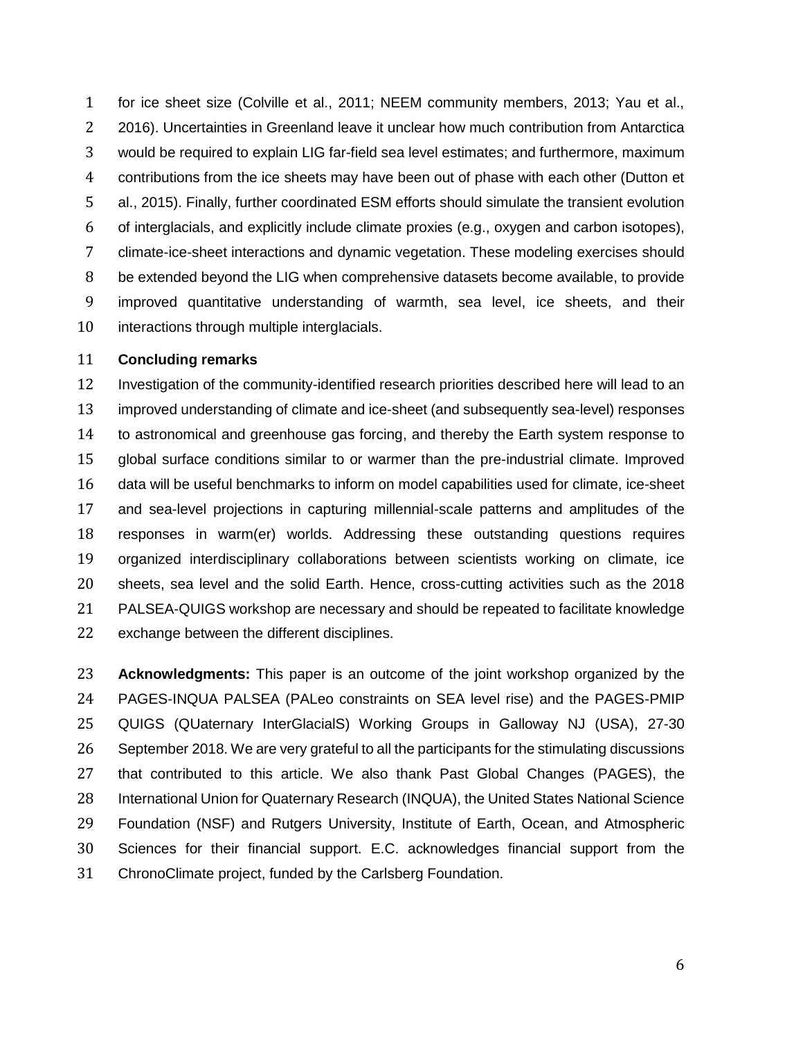for ice sheet size (Colville et al., 2011; NEEM community members, 2013; Yau et al., 2016). Uncertainties in Greenland leave it unclear how much contribution from Antarctica would be required to explain LIG far-field sea level estimates; and furthermore, maximum contributions from the ice sheets may have been out of phase with each other (Dutton et al., 2015). Finally, further coordinated ESM efforts should simulate the transient evolution of interglacials, and explicitly include climate proxies (e.g., oxygen and carbon isotopes), climate-ice-sheet interactions and dynamic vegetation. These modeling exercises should be extended beyond the LIG when comprehensive datasets become available, to provide improved quantitative understanding of warmth, sea level, ice sheets, and their interactions through multiple interglacials.

**Concluding remarks**

Investigation of the community-identified research priorities described here will lead to an improved understanding of climate and ice-sheet (and subsequently sea-level) responses to astronomical and greenhouse gas forcing, and thereby the Earth system response to global surface conditions similar to or warmer than the pre-industrial climate. Improved data will be useful benchmarks to inform on model capabilities used for climate, ice-sheet and sea-level projections in capturing millennial-scale patterns and amplitudes of the responses in warm(er) worlds. Addressing these outstanding questions requires organized interdisciplinary collaborations between scientists working on climate, ice sheets, sea level and the solid Earth. Hence, cross-cutting activities such as the 2018 PALSEA-QUIGS workshop are necessary and should be repeated to facilitate knowledge exchange between the different disciplines.

**Acknowledgments:** This paper is an outcome of the joint workshop organized by the PAGES-INQUA PALSEA (PALeo constraints on SEA level rise) and the PAGES-PMIP QUIGS (QUaternary InterGlacialS) Working Groups in Galloway NJ (USA), 27-30 September 2018. We are very grateful to all the participants for the stimulating discussions that contributed to this article. We also thank Past Global Changes (PAGES), the International Union for Quaternary Research (INQUA), the United States National Science Foundation (NSF) and Rutgers University, Institute of Earth, Ocean, and Atmospheric Sciences for their financial support. E.C. acknowledges financial support from the ChronoClimate project, funded by the Carlsberg Foundation.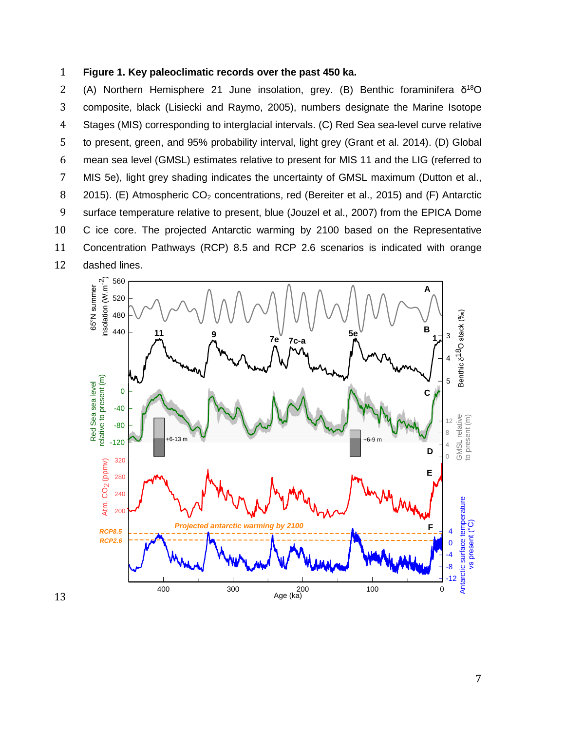**Figure 1. Key paleoclimatic records over the past 450 ka.**

(A) Northern Hemisphere 21 June insolation, grey. (B) Benthic foraminifera $\delta^{18}O$ composite, black (Lisiecki and Raymo, 2005), numbers designate the Marine Isotope Stages (MIS) corresponding to interglacial intervals. (C) Red Sea sea-level curve relative to present, green, and 95% probability interval, light grey (Grant et al. 2014). (D) Global mean sea level (GMSL) estimates relative to present for MIS 11 and the LIG (referred to MIS 5e), light grey shading indicates the uncertainty of GMSL maximum (Dutton et al., 2015). (E) Atmospheric $CO_2$ concentrations, red (Bereiter et al., 2015) and (F) Antarctic surface temperature relative to present, blue (Jouzel et al., 2007) from the EPICA Dome C ice core. The projected Antarctic warming by 2100 based on the Representative Concentration Pathways (RCP) 8.5 and RCP 2.6 scenarios is indicated with orange dashed lines.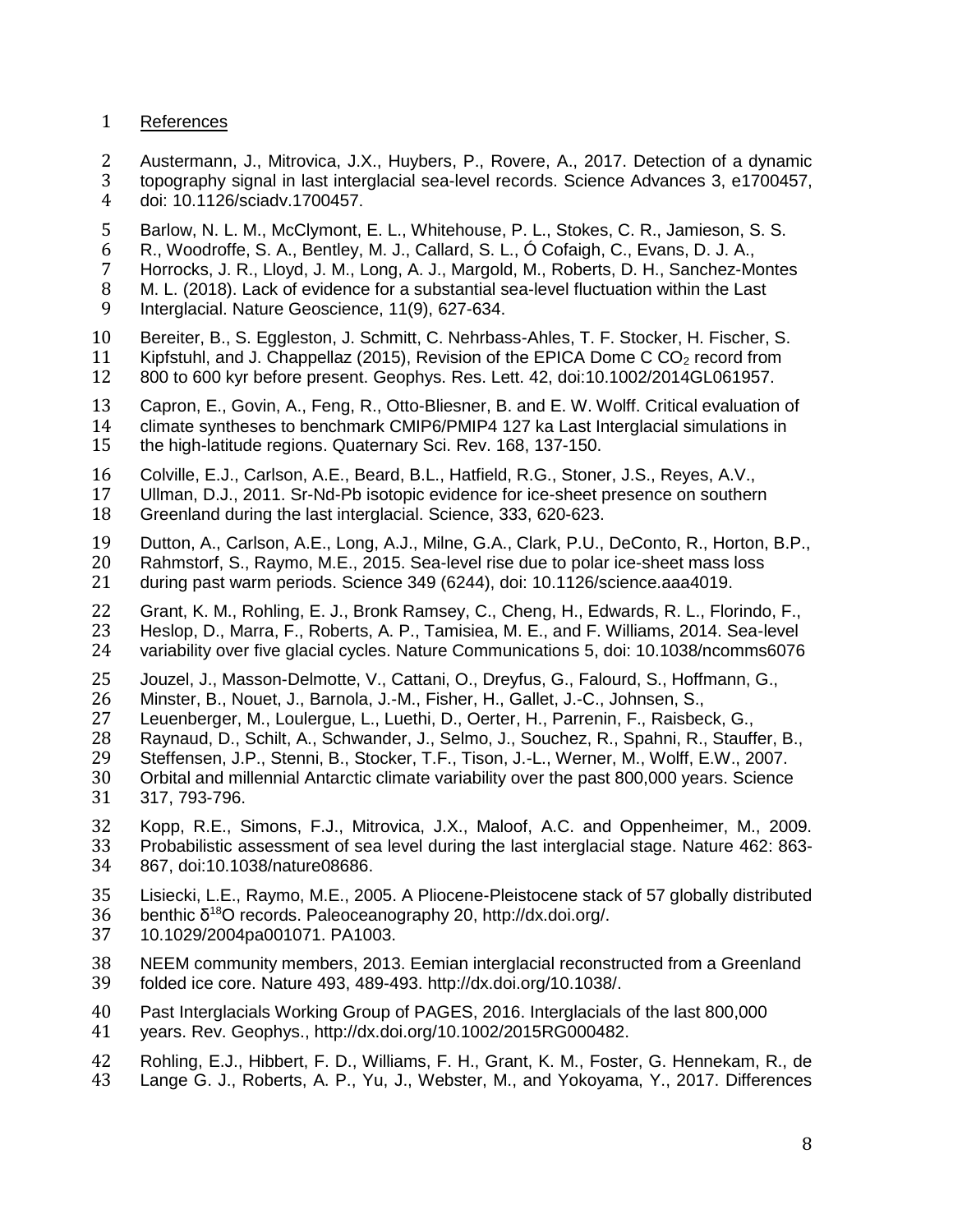References

Austermann, J., Mitrovica, J.X., Huybers, P., Rovere, A., 2017. Detection of a dynamic topography signal in last interglacial sea-level records. Science Advances 3, e1700457, doi: 10.1126/sciadv.1700457.

Barlow, N. L. M., McClymont, E. L., Whitehouse, P. L., Stokes, C. R., Jamieson, S. S. R., Woodroffe, S. A., Bentley, M. J., Callard, S. L., Ó Cofaigh, C., Evans, D. J. A., Horrocks, J. R., Lloyd, J. M., Long, A. J., Margold, M., Roberts, D. H., Sanchez-Montes M. L. (2018). Lack of evidence for a substantial sea-level fluctuation within the Last Interglacial. Nature Geoscience, 11(9), 627-634.

Bereiter, B., S. Eggleston, J. Schmitt, C. Nehrbass-Ahles, T. F. Stocker, H. Fischer, S. Kipfstuhl, and J. Chappellaz (2015), Revision of the EPICA Dome C $CO_2$ record from 800 to 600 kyr before present. Geophys. Res. Lett. 42, doi:10.1002/2014GL061957.

Capron, E., Govin, A., Feng, R., Otto-Bliesner, B. and E. W. Wolff. Critical evaluation of climate syntheses to benchmark CMIP6/PMIP4 127 ka Last Interglacial simulations in the high-latitude regions. Quaternary Sci. Rev. 168, 137-150.

Colville, E.J., Carlson, A.E., Beard, B.L., Hatfield, R.G., Stoner, J.S., Reyes, A.V., Ullman, D.J., 2011. Sr-Nd-Pb isotopic evidence for ice-sheet presence on southern Greenland during the last interglacial. Science, 333, 620-623.

Dutton, A., Carlson, A.E., Long, A.J., Milne, G.A., Clark, P.U., DeConto, R., Horton, B.P., Rahmstorf, S., Raymo, M.E., 2015. Sea-level rise due to polar ice-sheet mass loss during past warm periods. Science 349 (6244), doi: 10.1126/science.aaa4019.

Grant, K. M., Rohling, E. J., Bronk Ramsey, C., Cheng, H., Edwards, R. L., Florindo, F., Heslop, D., Marra, F., Roberts, A. P., Tamisiea, M. E., and F. Williams, 2014. Sea-level variability over five glacial cycles. Nature Communications 5, doi: 10.1038/ncomms6076

Jouzel, J., Masson-Delmotte, V., Cattani, O., Dreyfus, G., Falourd, S., Hoffmann, G., Minster, B., Nouet, J., Barnola, J.-M., Fisher, H., Gallet, J.-C., Johnsen, S., Leuenberger, M., Loulergue, L., Luethi, D., Oerter, H., Parrenin, F., Raisbeck, G., Raynaud, D., Schilt, A., Schwander, J., Selmo, J., Souchez, R., Spahni, R., Stauffer, B., Steffensen, J.P., Stenni, B., Stocker, T.F., Tison, J.-L., Werner, M., Wolff, E.W., 2007. Orbital and millennial Antarctic climate variability over the past 800,000 years. Science 317, 793-796.

Kopp, R.E., Simons, F.J., Mitrovica, J.X., Maloof, A.C. and Oppenheimer, M., 2009. Probabilistic assessment of sea level during the last interglacial stage. Nature 462: 863-867, doi:10.1038/nature08686.

Lisiecki, L.E., Raymo, M.E., 2005. A Pliocene-Pleistocene stack of 57 globally distributed benthic $\delta^{18}O$ records. Paleoceanography 20, http://dx.doi.org/. 10.1029/2004pa001071. PA1003.

NEEM community members, 2013. Eemian interglacial reconstructed from a Greenland folded ice core. Nature 493, 489-493. http://dx.doi.org/10.1038/.

Past Interglacials Working Group of PAGES, 2016. Interglacials of the last 800,000 years. Rev. Geophys., http://dx.doi.org/10.1002/2015RG000482.

Rohling, E.J., Hibbert, F. D., Williams, F. H., Grant, K. M., Foster, G. Hennekam, R., de Lange G. J., Roberts, A. P., Yu, J., Webster, M., and Yokoyama, Y., 2017. Differences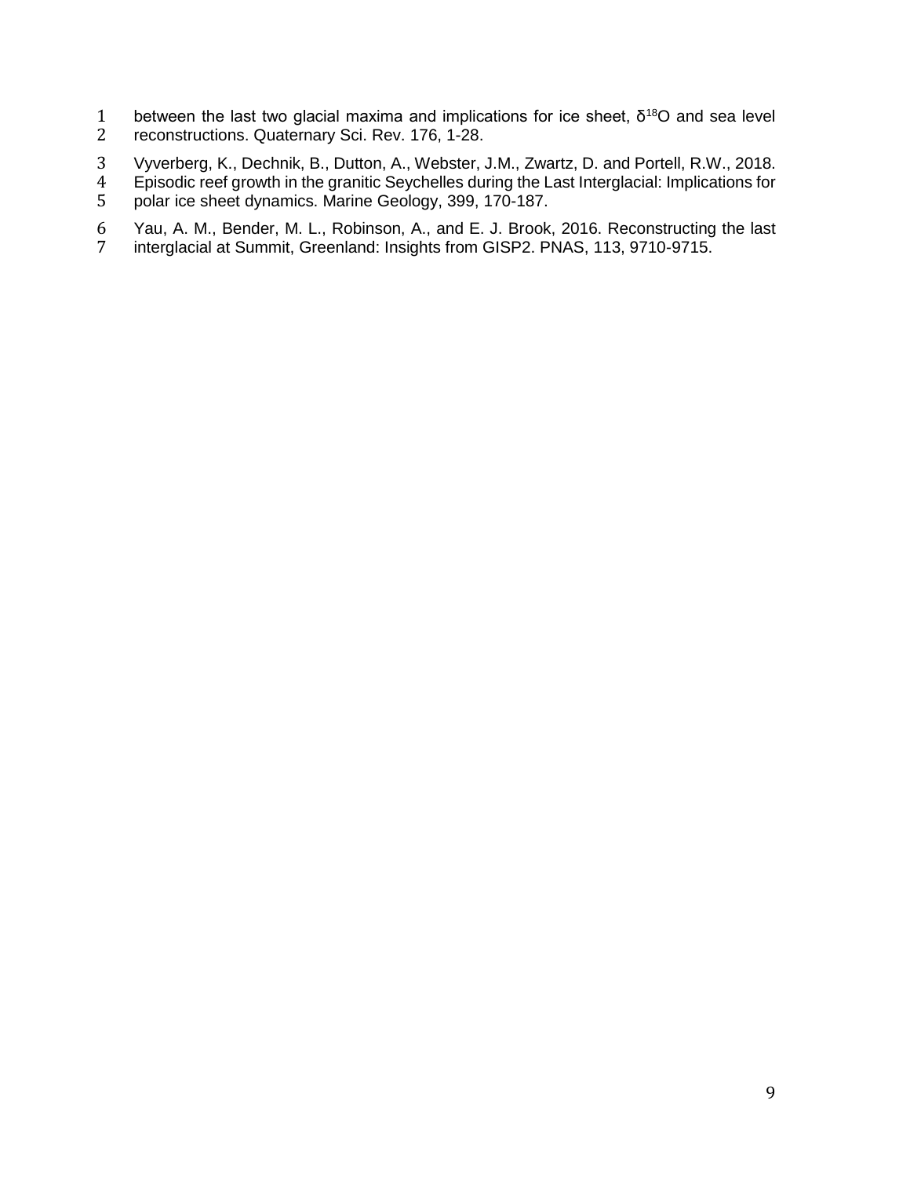between the last two glacial maxima and implications for ice sheet, $\delta^{18}O$ and sea level reconstructions. Quaternary Sci. Rev. 176, 1-28.

Vyverberg, K., Dechnik, B., Dutton, A., Webster, J.M., Zwartz, D. and Portell, R.W., 2018. Episodic reef growth in the granitic Seychelles during the Last Interglacial: Implications for polar ice sheet dynamics. Marine Geology, 399, 170-187.

Yau, A. M., Bender, M. L., Robinson, A., and E. J. Brook, 2016. Reconstructing the last interglacial at Summit, Greenland: Insights from GISP2. PNAS, 113, 9710-9715.